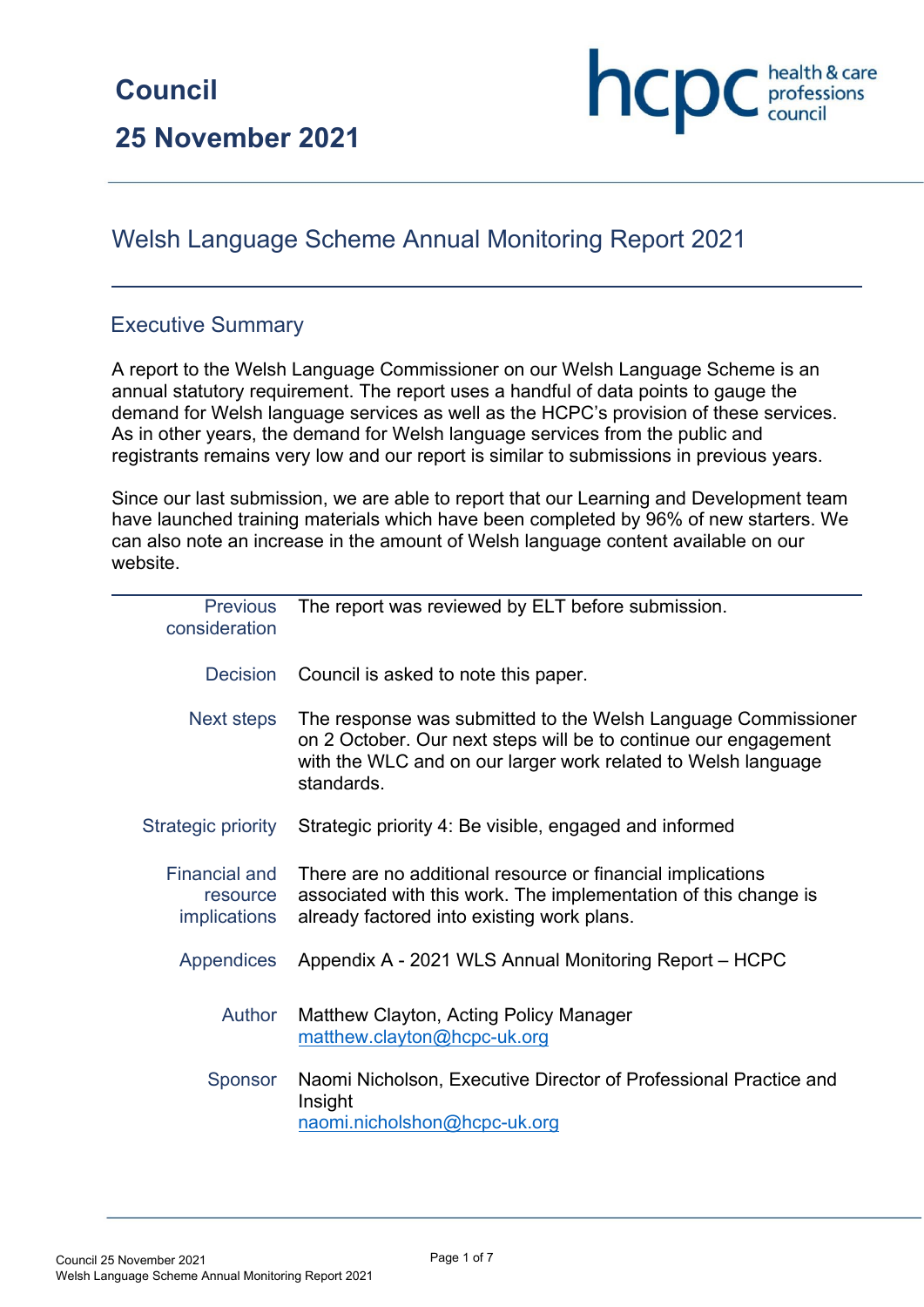# Council

## 25 November 2021

## Welsh Language Scheme Annual Monitoring Report 2021

### Executive Summary

A report to the Welsh Language Commissioner on our Welsh Language Scheme is an annual statutory requirement. The report uses a handful of data points to gauge the demand for Welsh language services as well as the HCPC's provision of these services. As in other years, the demand for Welsh language services from the public and registrants remains very low and our report is similar to submissions in previous years.

Since our last submission, we are able to report that our Learning and Development team have launched training materials which have been completed by 96% of new starters. We can also note an increase in the amount of Welsh language content available on our website.

| | |
|---|---|
| Previous consideration | The report was reviewed by ELT before submission. |
| Decision | Council is asked to note this paper. |
| Next steps | The response was submitted to the Welsh Language Commissioner on 2 October. Our next steps will be to continue our engagement with the WLC and on our larger work related to Welsh language standards. |
| Strategic priority | Strategic priority 4: Be visible, engaged and informed |
| Financial and resource implications | There are no additional resource or financial implications associated with this work. The implementation of this change is already factored into existing work plans. |
| Appendices | Appendix A - 2021 WLS Annual Monitoring Report – HCPC |
| Author | Matthew Clayton, Acting Policy Manager<br>matthew.clayton@hcpc-uk.org |
| Sponsor | Naomi Nicholson, Executive Director of Professional Practice and Insight<br>naomi.nicholshon@hcpc-uk.org |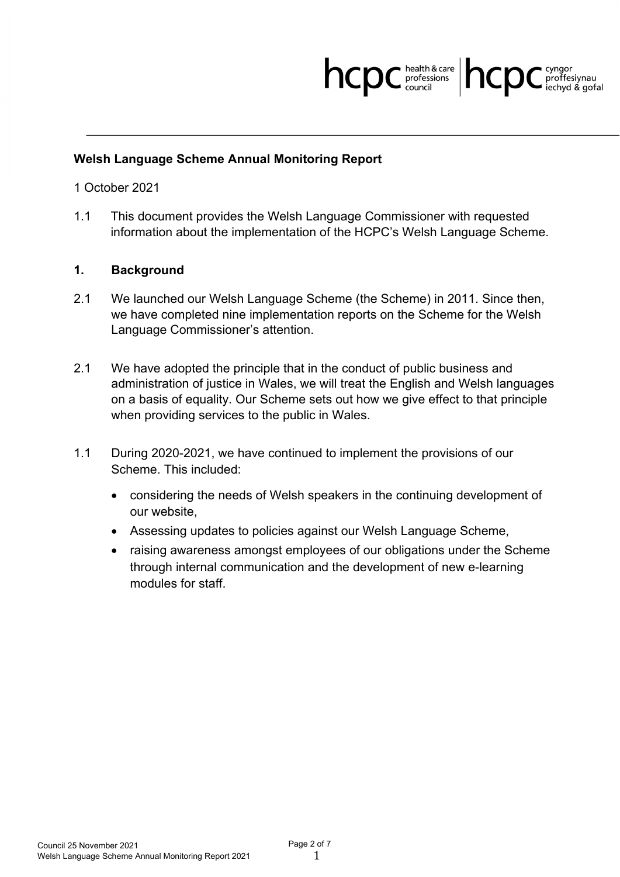**Welsh Language Scheme Annual Monitoring Report**

1 October 2021

1.1 This document provides the Welsh Language Commissioner with requested information about the implementation of the HCPC's Welsh Language Scheme.

## 1. Background

2.1 We launched our Welsh Language Scheme (the Scheme) in 2011. Since then, we have completed nine implementation reports on the Scheme for the Welsh Language Commissioner's attention.

2.1 We have adopted the principle that in the conduct of public business and administration of justice in Wales, we will treat the English and Welsh languages on a basis of equality. Our Scheme sets out how we give effect to that principle when providing services to the public in Wales.

1.1 During 2020-2021, we have continued to implement the provisions of our Scheme. This included:

- considering the needs of Welsh speakers in the continuing development of our website,
- Assessing updates to policies against our Welsh Language Scheme,
- raising awareness amongst employees of our obligations under the Scheme through internal communication and the development of new e-learning modules for staff.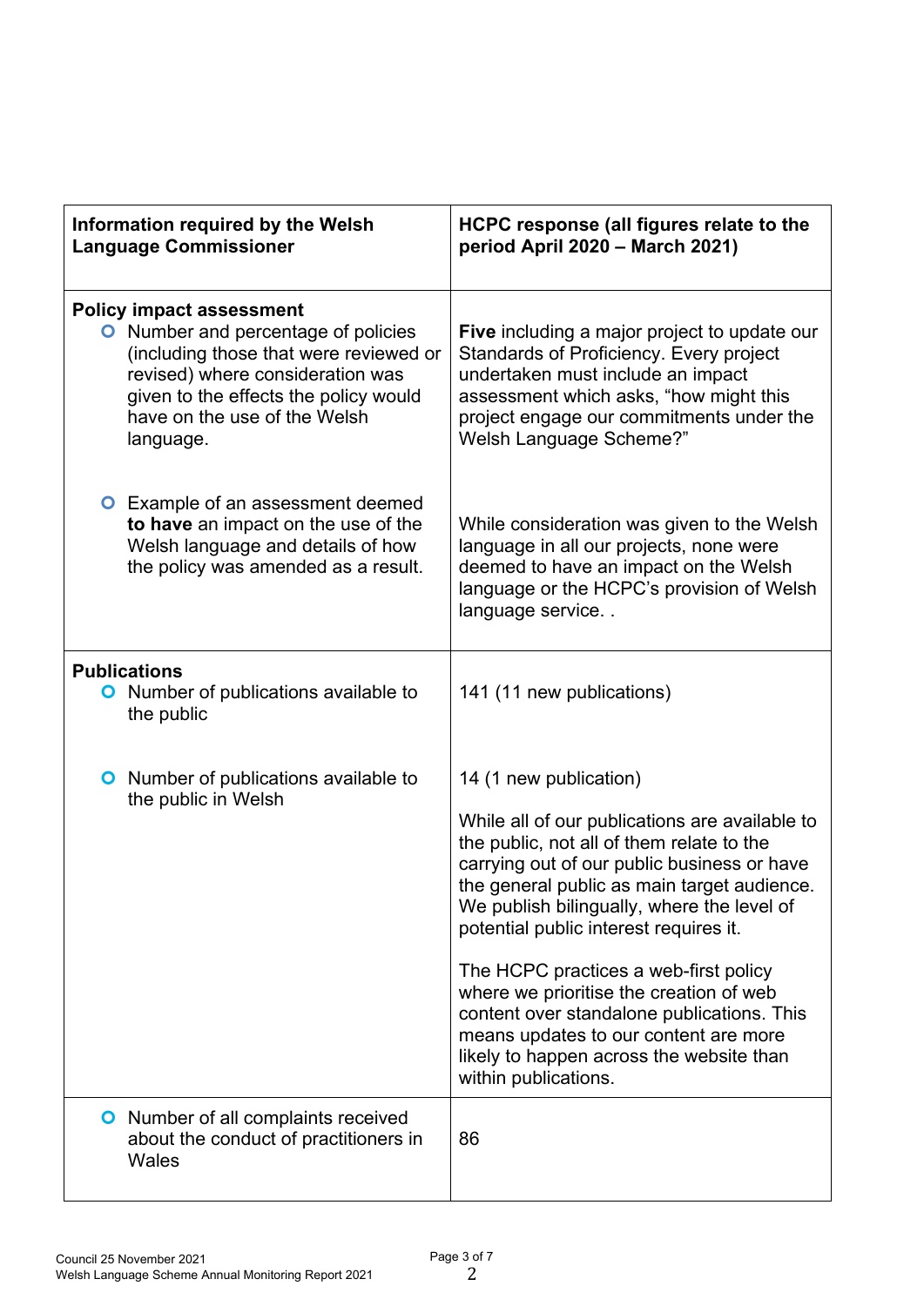| Information required by the Welsh Language Commissioner | HCPC response (all figures relate to the period April 2020 – March 2021) |
|---|---|
| **Policy impact assessment**<br>• Number and percentage of policies (including those that were reviewed or revised) where consideration was given to the effects the policy would have on the use of the Welsh language. | **Five** including a major project to update our Standards of Proficiency. Every project undertaken must include an impact assessment which asks, "how might this project engage our commitments under the Welsh Language Scheme?" |
| • Example of an assessment deemed **to have** an impact on the use of the Welsh language and details of how the policy was amended as a result. | While consideration was given to the Welsh language in all our projects, none were deemed to have an impact on the Welsh language or the HCPC's provision of Welsh language service. . |
| **Publications**<br>• Number of publications available to the public | 141 (11 new publications) |
| • Number of publications available to the public in Welsh | 14 (1 new publication)<br><br>While all of our publications are available to the public, not all of them relate to the carrying out of our public business or have the general public as main target audience. We publish bilingually, where the level of potential public interest requires it.<br><br>The HCPC practices a web-first policy where we prioritise the creation of web content over standalone publications. This means updates to our content are more likely to happen across the website than within publications. |
| • Number of all complaints received about the conduct of practitioners in Wales | 86 |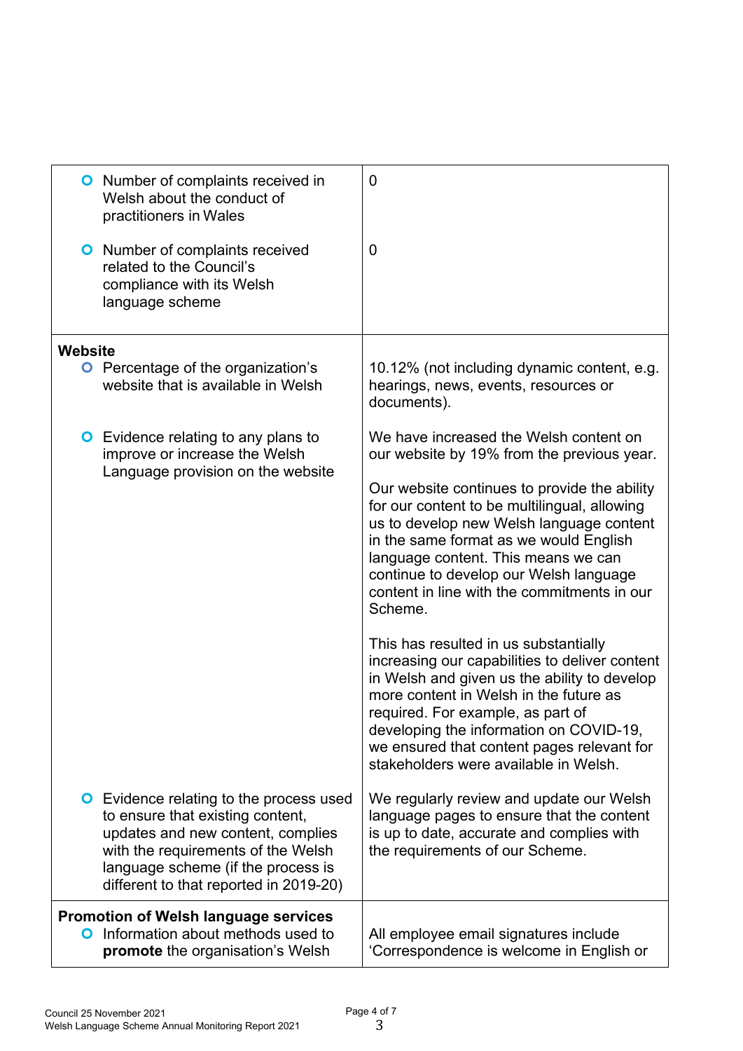| | |
|---|---|
| - Number of complaints received in Welsh about the conduct of practitioners in Wales<br><br>- Number of complaints received related to the Council's compliance with its Welsh language scheme | 0<br><br>0 |
| **Website**<br>- Percentage of the organization's website that is available in Welsh<br><br>- Evidence relating to any plans to improve or increase the Welsh Language provision on the website<br><br>- Evidence relating to the process used to ensure that existing content, updates and new content, complies with the requirements of the Welsh language scheme (if the process is different to that reported in 2019-20) | 10.12% (not including dynamic content, e.g. hearings, news, events, resources or documents).<br><br>We have increased the Welsh content on our website by 19% from the previous year.<br><br>Our website continues to provide the ability for our content to be multilingual, allowing us to develop new Welsh language content in the same format as we would English language content. This means we can continue to develop our Welsh language content in line with the commitments in our Scheme.<br><br>This has resulted in us substantially increasing our capabilities to deliver content in Welsh and given us the ability to develop more content in Welsh in the future as required. For example, as part of developing the information on COVID-19, we ensured that content pages relevant for stakeholders were available in Welsh.<br><br>We regularly review and update our Welsh language pages to ensure that the content is up to date, accurate and complies with the requirements of our Scheme. |
| **Promotion of Welsh language services**<br>- Information about methods used to **promote** the organisation's Welsh | All employee email signatures include 'Correspondence is welcome in English or |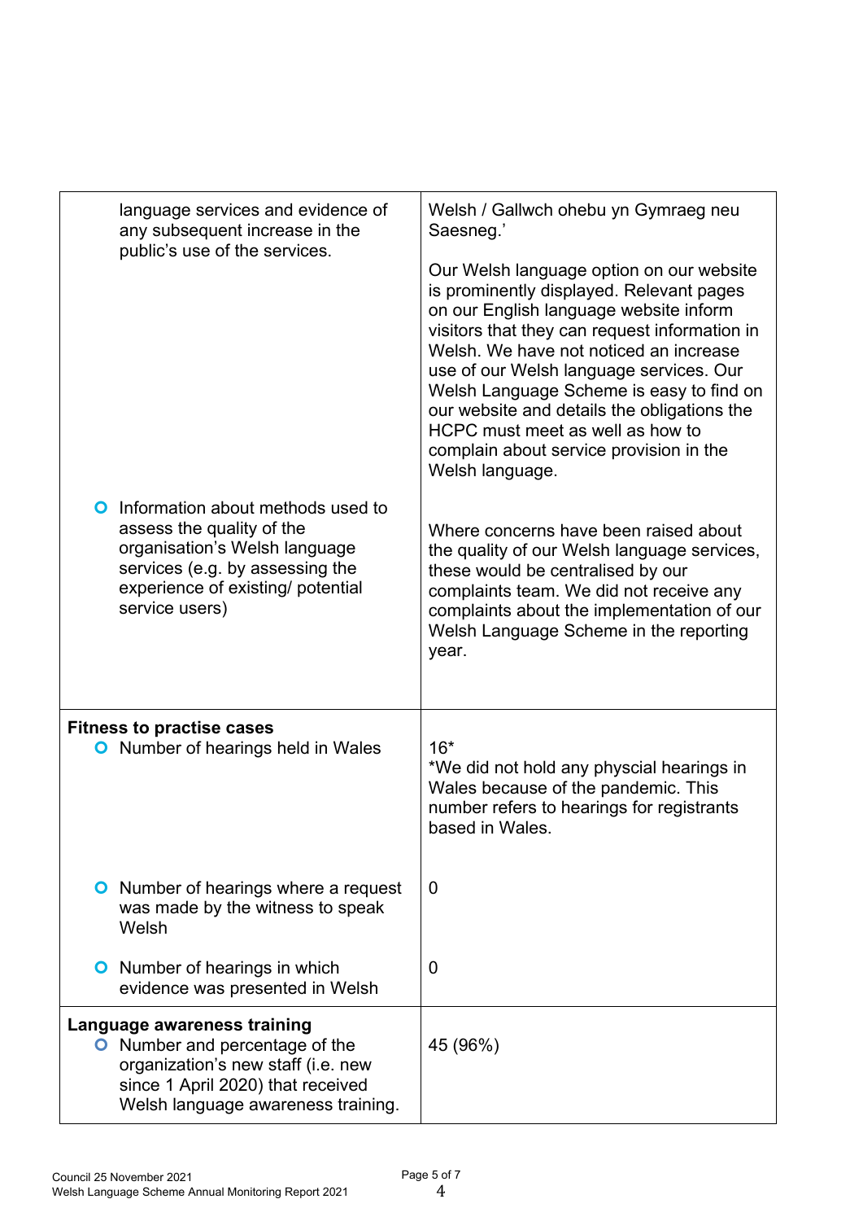| | |
|---|---|
| language services and evidence of any subsequent increase in the public's use of the services. | Welsh / Gallwch ohebu yn Gymraeg neu Saesneg.'<br><br>Our Welsh language option on our website is prominently displayed. Relevant pages on our English language website inform visitors that they can request information in Welsh. We have not noticed an increase use of our Welsh language services. Our Welsh Language Scheme is easy to find on our website and details the obligations the HCPC must meet as well as how to complain about service provision in the Welsh language. |
| • Information about methods used to assess the quality of the organisation's Welsh language services (e.g. by assessing the experience of existing/ potential service users) | Where concerns have been raised about the quality of our Welsh language services, these would be centralised by our complaints team. We did not receive any complaints about the implementation of our Welsh Language Scheme in the reporting year. |
| **Fitness to practise cases**<br>• Number of hearings held in Wales | 16*<br>*We did not hold any physcial hearings in Wales because of the pandemic. This number refers to hearings for registrants based in Wales. |
| • Number of hearings where a request was made by the witness to speak Welsh | 0 |
| • Number of hearings in which evidence was presented in Welsh | 0 |
| **Language awareness training**<br>• Number and percentage of the organization's new staff (i.e. new since 1 April 2020) that received Welsh language awareness training. | 45 (96%) |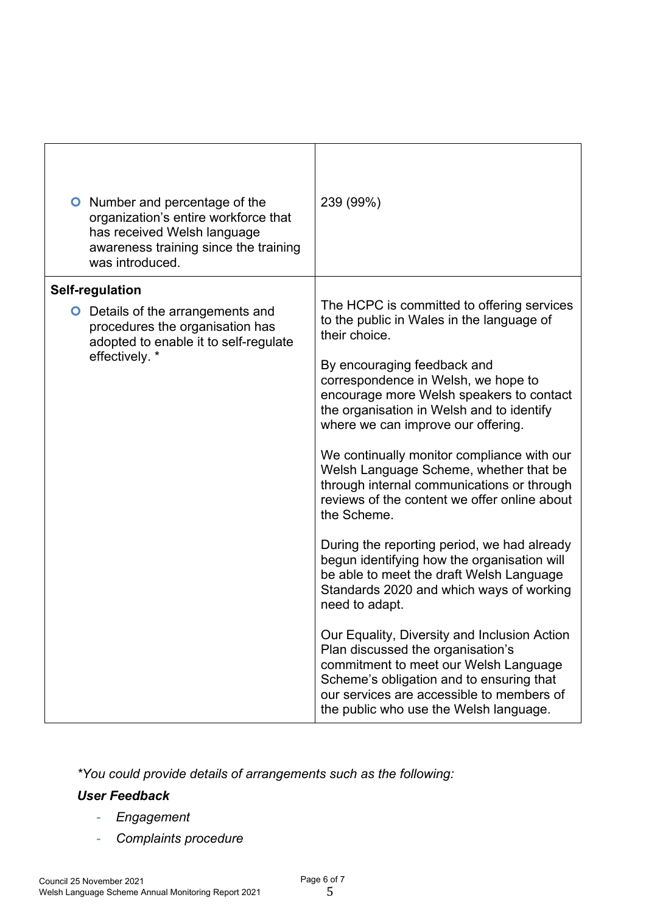| | |
|---|---|
| ○ Number and percentage of the organization's entire workforce that has received Welsh language awareness training since the training was introduced. | 239 (99%) |
| **Self-regulation**<br>○ Details of the arrangements and procedures the organisation has adopted to enable it to self-regulate effectively. * | The HCPC is committed to offering services to the public in Wales in the language of their choice.<br><br>By encouraging feedback and correspondence in Welsh, we hope to encourage more Welsh speakers to contact the organisation in Welsh and to identify where we can improve our offering.<br><br>We continually monitor compliance with our Welsh Language Scheme, whether that be through internal communications or through reviews of the content we offer online about the Scheme.<br><br>During the reporting period, we had already begun identifying how the organisation will be able to meet the draft Welsh Language Standards 2020 and which ways of working need to adapt.<br><br>Our Equality, Diversity and Inclusion Action Plan discussed the organisation's commitment to meet our Welsh Language Scheme's obligation and to ensuring that our services are accessible to members of the public who use the Welsh language. |

*\*You could provide details of arrangements such as the following:*

***User Feedback***

- *Engagement*
- *Complaints procedure*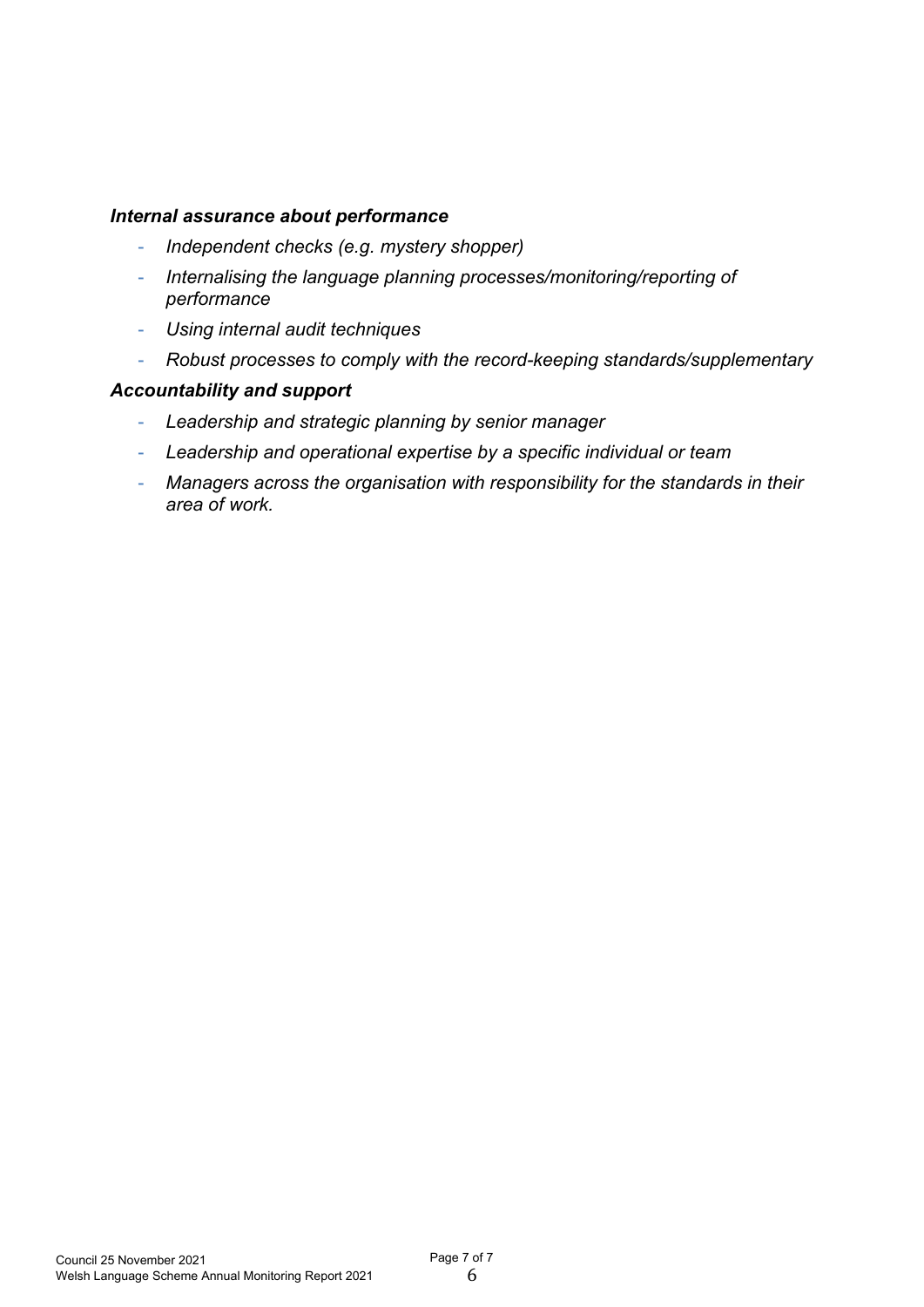***Internal assurance about performance***

- *Independent checks (e.g. mystery shopper)*
- *Internalising the language planning processes/monitoring/reporting of performance*
- *Using internal audit techniques*
- *Robust processes to comply with the record-keeping standards/supplementary*

***Accountability and support***

- *Leadership and strategic planning by senior manager*
- *Leadership and operational expertise by a specific individual or team*
- *Managers across the organisation with responsibility for the standards in their area of work.*